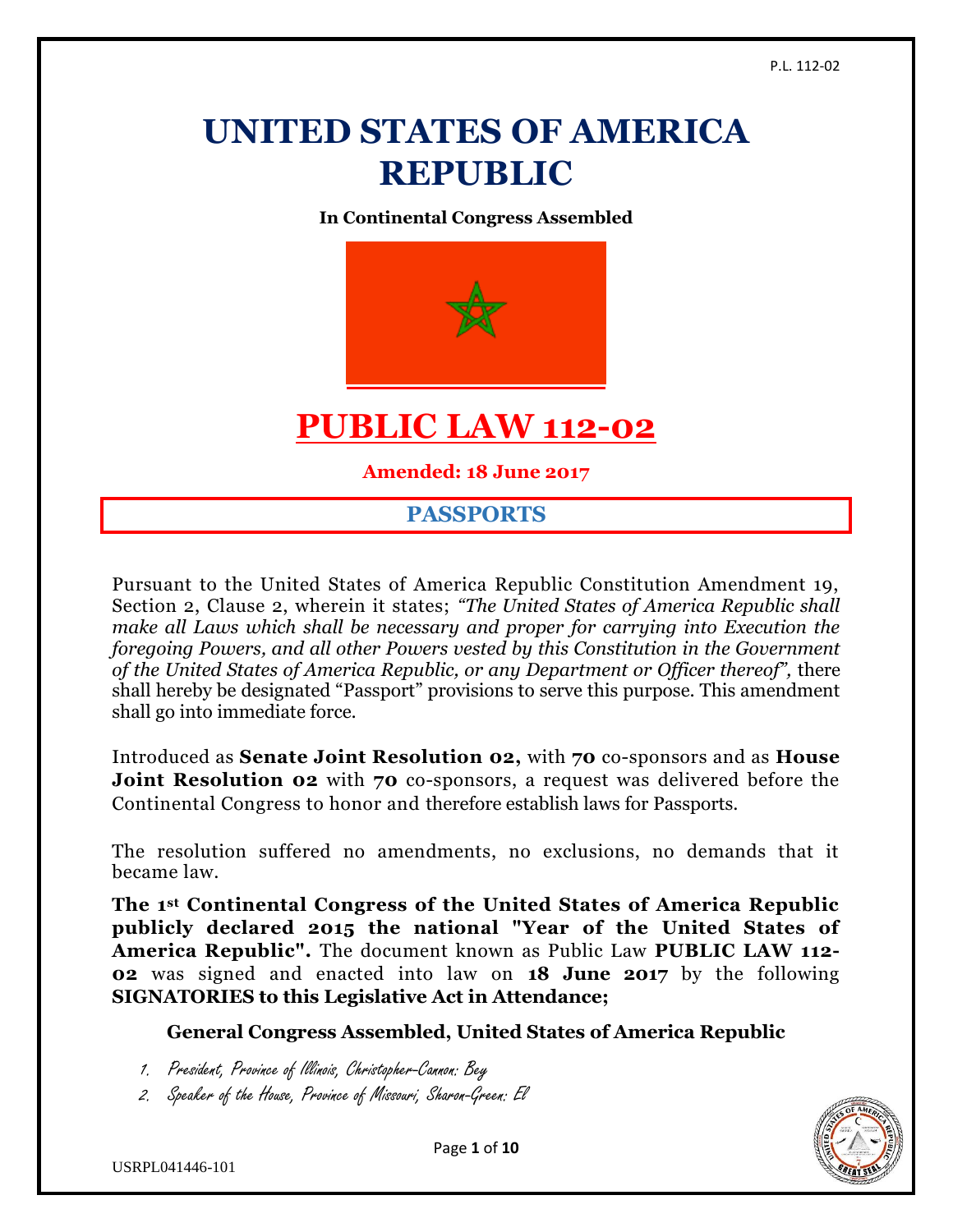# UNITED STATES OF AMERICA REPUBLIC

**In Continental Congress Assembled**

# PUBLIC LAW 112-02

**Amended: 18 June 2017**

## PASSPORTS

Pursuant to the United States of America Republic Constitution Amendment 19, Section 2, Clause 2, wherein it states; *"The United States of America Republic shall make all Laws which shall be necessary and proper for carrying into Execution the foregoing Powers, and all other Powers vested by this Constitution in the Government of the United States of America Republic, or any Department or Officer thereof"*, there shall hereby be designated "Passport" provisions to serve this purpose. This amendment shall go into immediate force.

Introduced as **Senate Joint Resolution 02,** with **70** co-sponsors and as **House Joint Resolution 02** with **70** co-sponsors, a request was delivered before the Continental Congress to honor and therefore establish laws for Passports.

The resolution suffered no amendments, no exclusions, no demands that it became law.

**The 1st Continental Congress of the United States of America Republic publicly declared 2015 the national "Year of the United States of America Republic".** The document known as Public Law **PUBLIC LAW 112-02** was signed and enacted into law on **18 June 2017** by the following **SIGNATORIES to this Legislative Act in Attendance;**

**General Congress Assembled, United States of America Republic**

1. *President, Province of Illinois, Christopher-Cannon: Bey*
2. *Speaker of the House, Province of Missouri, Sharon-Green: El*

USRPL041446-101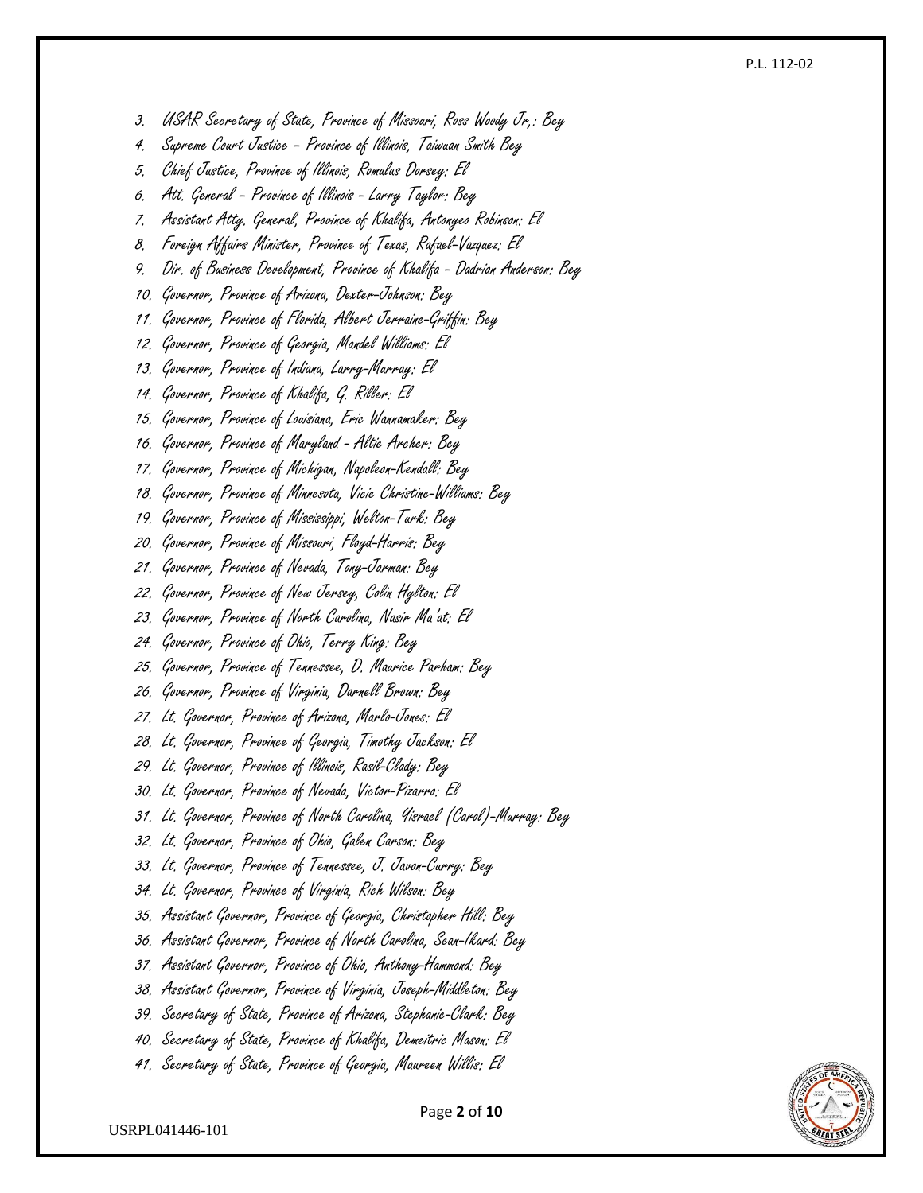3. USAR Secretary of State, Province of Missouri; Ross Woody Jr,: Bey
4. Supreme Court Justice – Province of Illinois, Taiwuan Smith Bey
5. Chief Justice, Province of Illinois, Romulus Dorsey: El
6. Att. General – Province of Illinois - Larry Taylor: Bey
7. Assistant Atty. General, Province of Khalifa, Antonyeo Robinson: El
8. Foreign Affairs Minister, Province of Texas, Rafael-Vazquez: El
9. Dir. of Business Development, Province of Khalifa - Dadrian Anderson: Bey
10. Governor, Province of Arizona, Dexter-Johnson: Bey
11. Governor, Province of Florida, Albert Jerraine-Griffin: Bey
12. Governor, Province of Georgia, Mandel Williams: El
13. Governor, Province of Indiana, Larry-Murray: El
14. Governor, Province of Khalifa, G. Riller: El
15. Governor, Province of Louisiana, Eric Wannamaker: Bey
16. Governor, Province of Maryland - Altie Archer: Bey
17. Governor, Province of Michigan, Napoleon-Kendall: Bey
18. Governor, Province of Minnesota, Vicie Christine-Williams: Bey
19. Governor, Province of Mississippi, Welton-Turk: Bey
20. Governor, Province of Missouri, Floyd-Harris: Bey
21. Governor, Province of Nevada, Tony-Jarman: Bey
22. Governor, Province of New Jersey, Colin Hylton: El
23. Governor, Province of North Carolina, Nasir Ma'at: El
24. Governor, Province of Ohio, Terry King: Bey
25. Governor, Province of Tennessee, D. Maurice Parham: Bey
26. Governor, Province of Virginia, Darnell Brown: Bey
27. Lt. Governor, Province of Arizona, Marlo-Jones: El
28. Lt. Governor, Province of Georgia, Timothy Jackson: El
29. Lt. Governor, Province of Illinois, Rasil-Clady: Bey
30. Lt. Governor, Province of Nevada, Victor-Pizarro: El
31. Lt. Governor, Province of North Carolina, Yisrael (Carol)-Murray: Bey
32. Lt. Governor, Province of Ohio, Galen Carson: Bey
33. Lt. Governor, Province of Tennessee, J. Javon-Curry: Bey
34. Lt. Governor, Province of Virginia, Rich Wilson: Bey
35. Assistant Governor, Province of Georgia, Christopher Hill: Bey
36. Assistant Governor, Province of North Carolina, Sean-Ikard: Bey
37. Assistant Governor, Province of Ohio, Anthony-Hammond: Bey
38. Assistant Governor, Province of Virginia, Joseph-Middleton: Bey
39. Secretary of State, Province of Arizona, Stephanie-Clark: Bey
40. Secretary of State, Province of Khalifa, Demeitric Mason: El
41. Secretary of State, Province of Georgia, Maureen Willis: El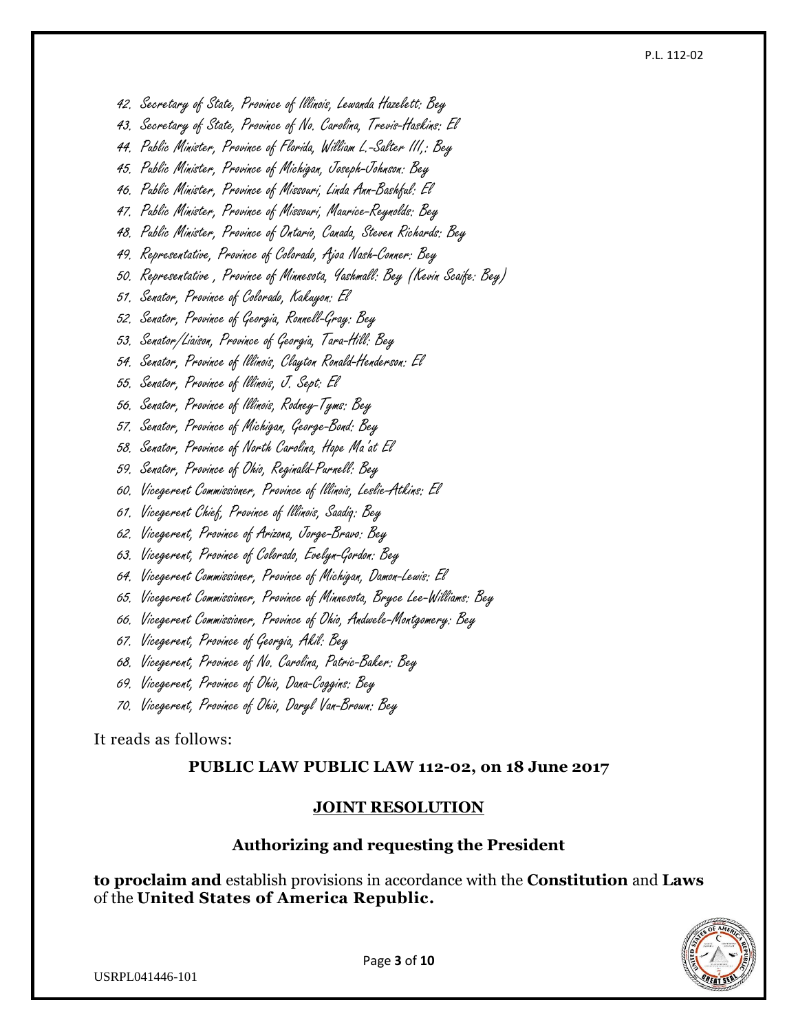42. Secretary of State, Province of Illinois, Lewanda Hazelett: Bey
43. Secretary of State, Province of No. Carolina, Trevis-Haskins: El
44. Public Minister, Province of Florida, William L.-Salter III,: Bey
45. Public Minister, Province of Michigan, Joseph-Johnson: Bey
46. Public Minister, Province of Missouri, Linda Ann-Bashful: El
47. Public Minister, Province of Missouri, Maurice-Reynolds: Bey
48. Public Minister, Province of Ontario, Canada, Steven Richards: Bey
49. Representative, Province of Colorado, Ajoa Nash-Conner: Bey
50. Representative , Province of Minnesota, Yashmall: Bey (Kevin Scaife: Bey)
51. Senator, Province of Colorado, Kakayon: El
52. Senator, Province of Georgia, Ronnell-Gray: Bey
53. Senator/Liaison, Province of Georgia, Tara-Hill: Bey
54. Senator, Province of Illinois, Clayton Ronald-Henderson: El
55. Senator, Province of Illinois, J. Sept: El
56. Senator, Province of Illinois, Rodney-Tyms: Bey
57. Senator, Province of Michigan, George-Bond: Bey
58. Senator, Province of North Carolina, Hope Ma'at El
59. Senator, Province of Ohio, Reginald-Purnell: Bey
60. Vicegerent Commissioner, Province of Illinois, Leslie-Atkins: El
61. Vicegerent Chief, Province of Illinois, Saadiq: Bey
62. Vicegerent, Province of Arizona, Jorge-Bravo: Bey
63. Vicegerent, Province of Colorado, Evelyn-Gordon: Bey
64. Vicegerent Commissioner, Province of Michigan, Damon-Lewis: El
65. Vicegerent Commissioner, Province of Minnesota, Bryce Lee-Williams: Bey
66. Vicegerent Commissioner, Province of Ohio, Andwele-Montgomery: Bey
67. Vicegerent, Province of Georgia, Akil: Bey
68. Vicegerent, Province of No. Carolina, Patric-Baker: Bey
69. Vicegerent, Province of Ohio, Dana-Coggins: Bey
70. Vicegerent, Province of Ohio, Daryl Van-Brown: Bey

It reads as follows:

**PUBLIC LAW PUBLIC LAW 112-02, on 18 June 2017**

## JOINT RESOLUTION

**Authorizing and requesting the President**

**to proclaim and** establish provisions in accordance with the **Constitution** and **Laws** of the **United States of America Republic.**

USRPL041446-101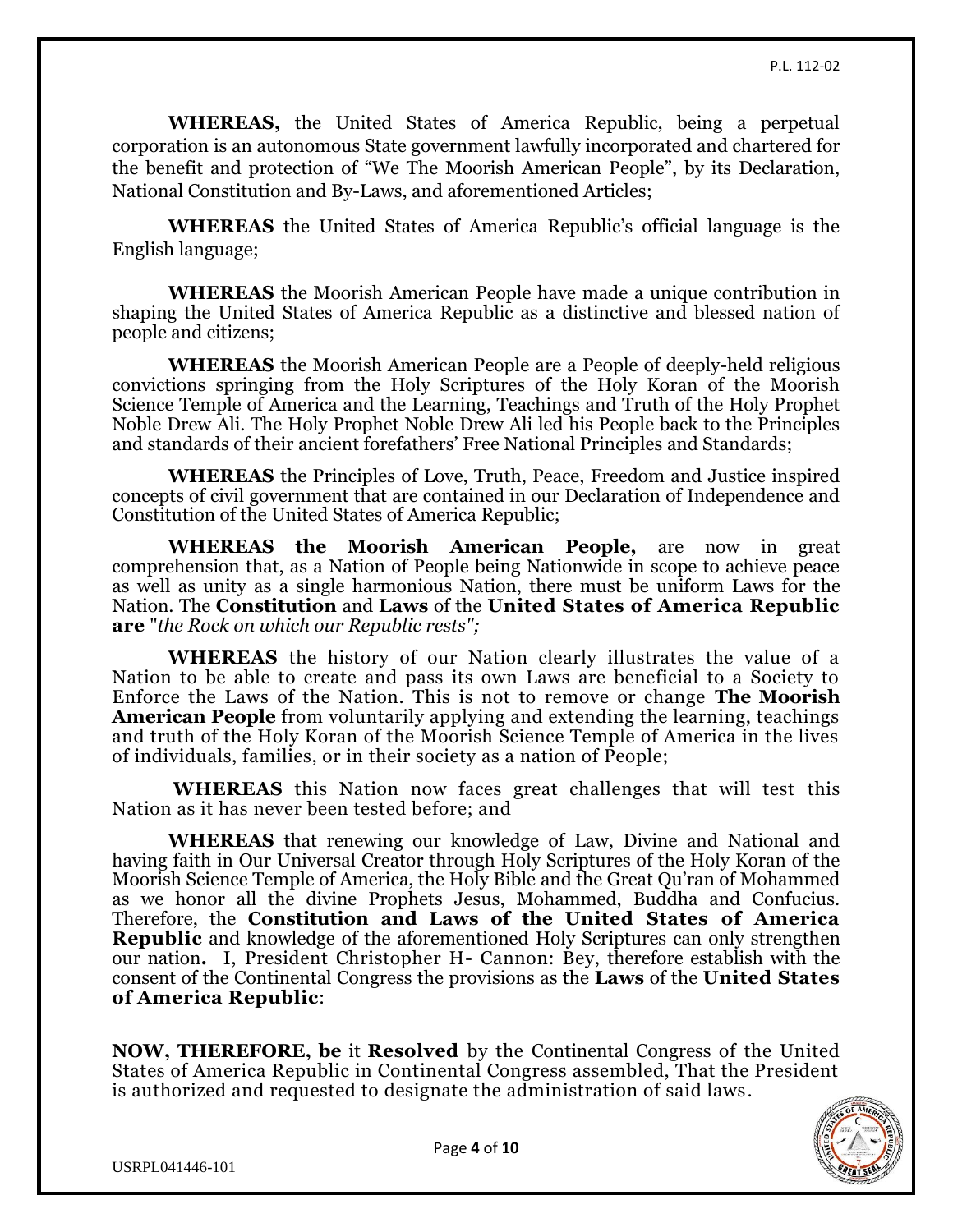**WHEREAS,** the United States of America Republic, being a perpetual corporation is an autonomous State government lawfully incorporated and chartered for the benefit and protection of "We The Moorish American People", by its Declaration, National Constitution and By-Laws, and aforementioned Articles;

**WHEREAS** the United States of America Republic's official language is the English language;

**WHEREAS** the Moorish American People have made a unique contribution in shaping the United States of America Republic as a distinctive and blessed nation of people and citizens;

**WHEREAS** the Moorish American People are a People of deeply-held religious convictions springing from the Holy Scriptures of the Holy Koran of the Moorish Science Temple of America and the Learning, Teachings and Truth of the Holy Prophet Noble Drew Ali. The Holy Prophet Noble Drew Ali led his People back to the Principles and standards of their ancient forefathers' Free National Principles and Standards;

**WHEREAS** the Principles of Love, Truth, Peace, Freedom and Justice inspired concepts of civil government that are contained in our Declaration of Independence and Constitution of the United States of America Republic;

**WHEREAS the Moorish American People,** are now in great comprehension that, as a Nation of People being Nationwide in scope to achieve peace as well as unity as a single harmonious Nation, there must be uniform Laws for the Nation. The **Constitution** and **Laws** of the **United States of America Republic are** "*the Rock on which our Republic rests";*

**WHEREAS** the history of our Nation clearly illustrates the value of a Nation to be able to create and pass its own Laws are beneficial to a Society to Enforce the Laws of the Nation. This is not to remove or change **The Moorish American People** from voluntarily applying and extending the learning, teachings and truth of the Holy Koran of the Moorish Science Temple of America in the lives of individuals, families, or in their society as a nation of People;

**WHEREAS** this Nation now faces great challenges that will test this Nation as it has never been tested before; and

**WHEREAS** that renewing our knowledge of Law, Divine and National and having faith in Our Universal Creator through Holy Scriptures of the Holy Koran of the Moorish Science Temple of America, the Holy Bible and the Great Qu'ran of Mohammed as we honor all the divine Prophets Jesus, Mohammed, Buddha and Confucius. Therefore, the **Constitution and Laws of the United States of America Republic** and knowledge of the aforementioned Holy Scriptures can only strengthen our nation**.** I, President Christopher H- Cannon: Bey, therefore establish with the consent of the Continental Congress the provisions as the **Laws** of the **United States of America Republic**:

**NOW, <u>THEREFORE, be</u>** it **Resolved** by the Continental Congress of the United States of America Republic in Continental Congress assembled, That the President is authorized and requested to designate the administration of said laws.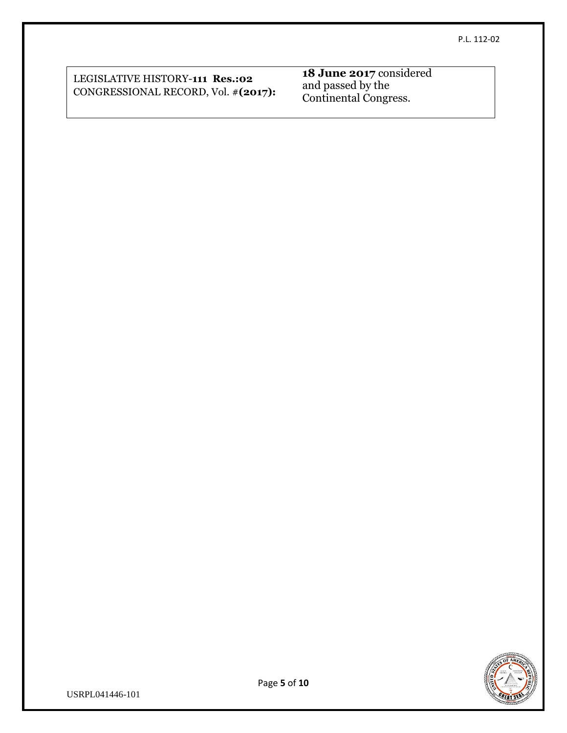| LEGISLATIVE HISTORY-**111 Res.:02** CONGRESSIONAL RECORD, Vol. #**(2017):** | **18 June 2017** considered and passed by the Continental Congress. |
| --- | --- |

USRPL041446-101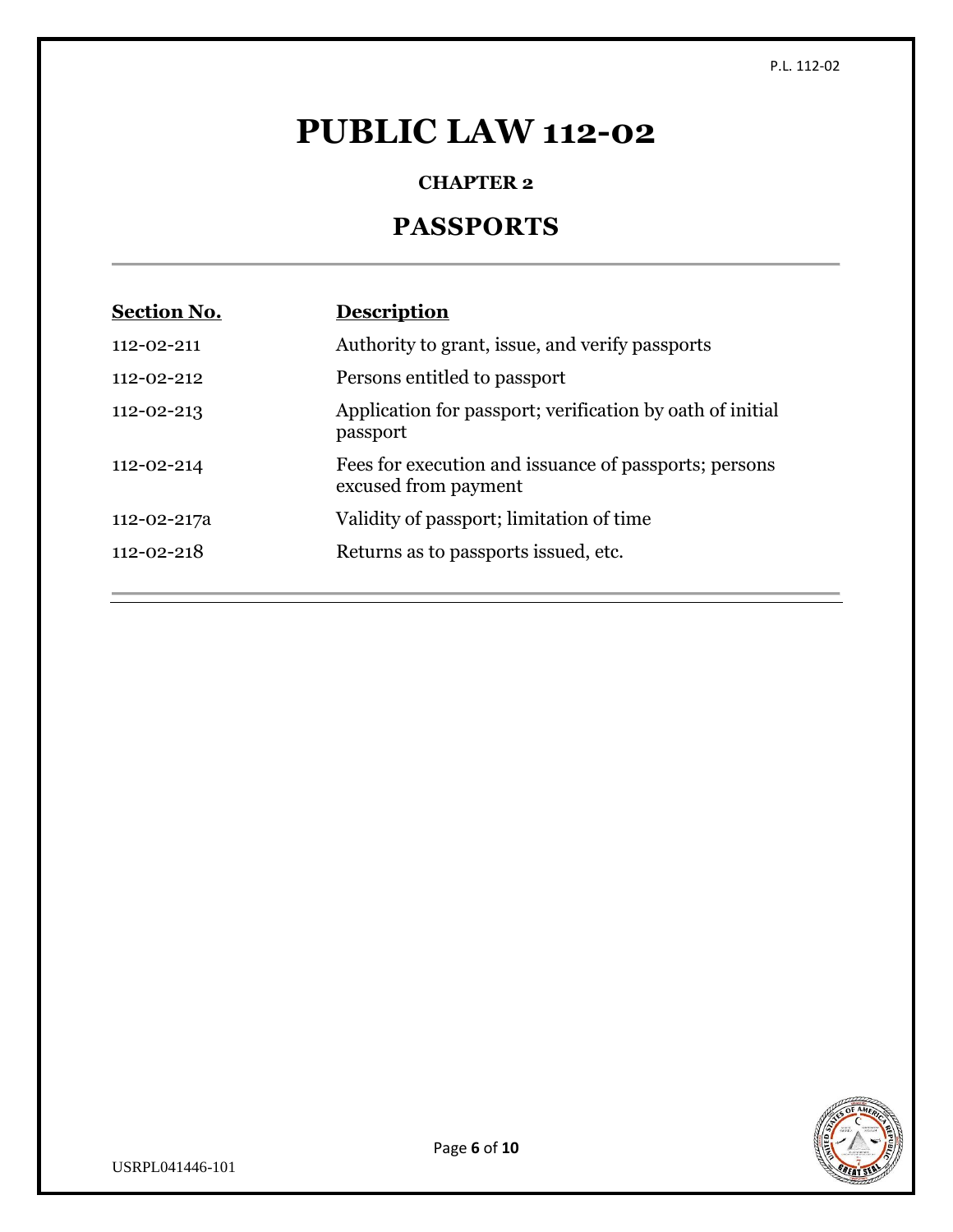# PUBLIC LAW 112-02

### CHAPTER 2

## PASSPORTS

| Section No. | Description |
| --- | --- |
| 112-02-211 | Authority to grant, issue, and verify passports |
| 112-02-212 | Persons entitled to passport |
| 112-02-213 | Application for passport; verification by oath of initial passport |
| 112-02-214 | Fees for execution and issuance of passports; persons excused from payment |
| 112-02-217a | Validity of passport; limitation of time |
| 112-02-218 | Returns as to passports issued, etc. |

USRPL041446-101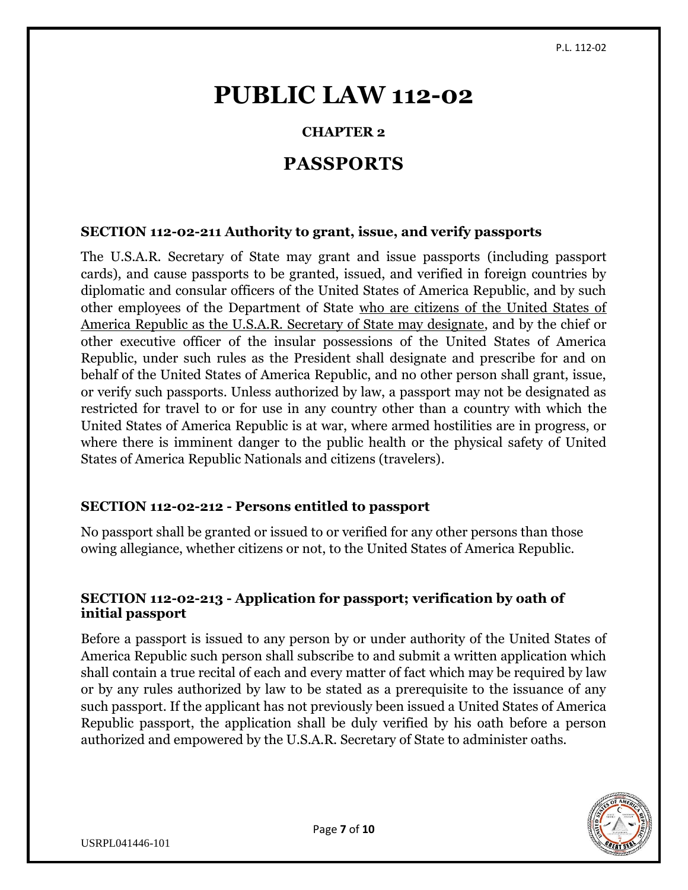# PUBLIC LAW 112-02

### CHAPTER 2

## PASSPORTS

**SECTION 112-02-211 Authority to grant, issue, and verify passports**

The U.S.A.R. Secretary of State may grant and issue passports (including passport cards), and cause passports to be granted, issued, and verified in foreign countries by diplomatic and consular officers of the United States of America Republic, and by such other employees of the Department of State <u>who are citizens of the United States of America Republic as the U.S.A.R. Secretary of State may designate</u>, and by the chief or other executive officer of the insular possessions of the United States of America Republic, under such rules as the President shall designate and prescribe for and on behalf of the United States of America Republic, and no other person shall grant, issue, or verify such passports. Unless authorized by law, a passport may not be designated as restricted for travel to or for use in any country other than a country with which the United States of America Republic is at war, where armed hostilities are in progress, or where there is imminent danger to the public health or the physical safety of United States of America Republic Nationals and citizens (travelers).

**SECTION 112-02-212 - Persons entitled to passport**

No passport shall be granted or issued to or verified for any other persons than those owing allegiance, whether citizens or not, to the United States of America Republic.

**SECTION 112-02-213 - Application for passport; verification by oath of initial passport**

Before a passport is issued to any person by or under authority of the United States of America Republic such person shall subscribe to and submit a written application which shall contain a true recital of each and every matter of fact which may be required by law or by any rules authorized by law to be stated as a prerequisite to the issuance of any such passport. If the applicant has not previously been issued a United States of America Republic passport, the application shall be duly verified by his oath before a person authorized and empowered by the U.S.A.R. Secretary of State to administer oaths.

USRPL041446-101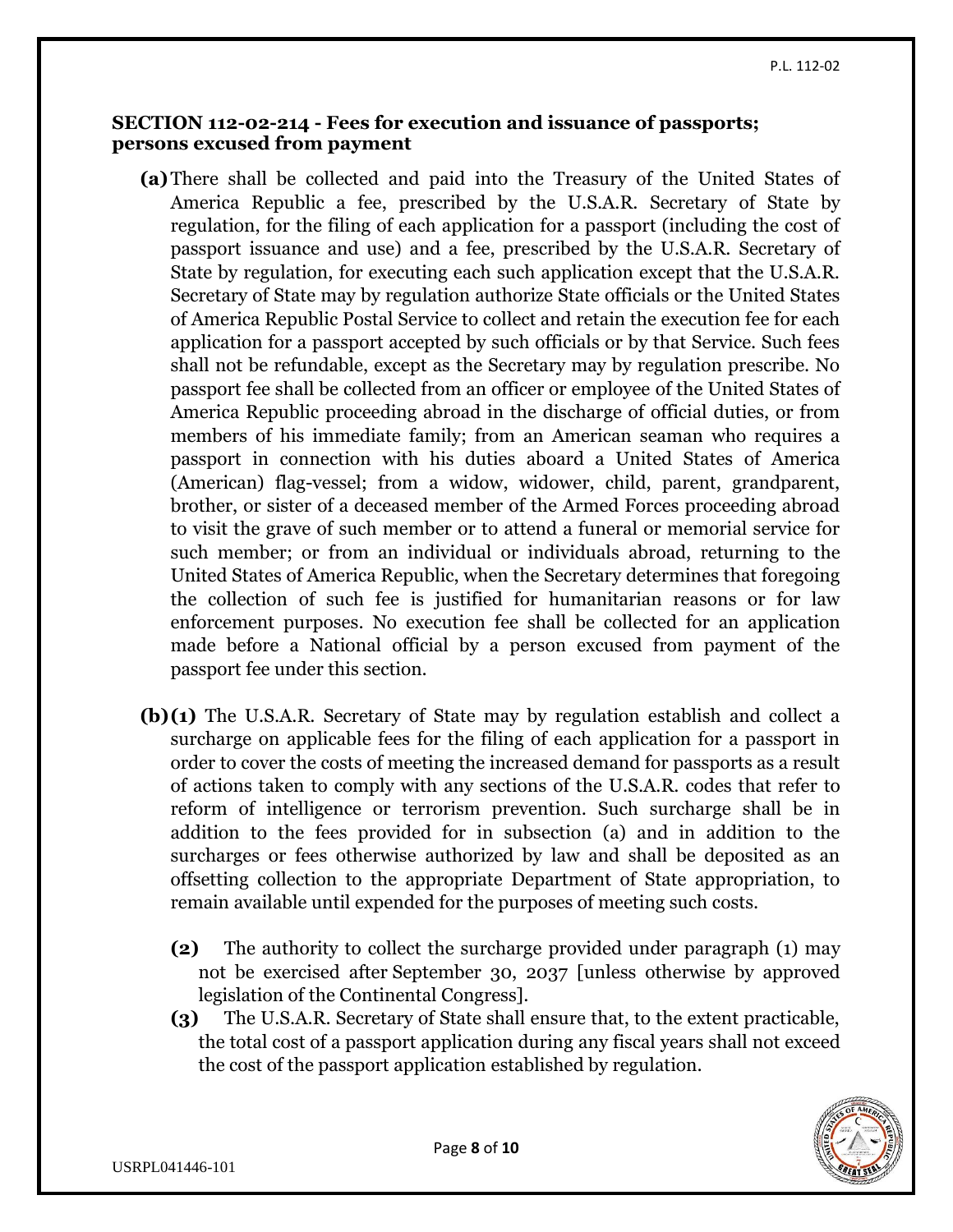### SECTION 112-02-214 - Fees for execution and issuance of passports; persons excused from payment

**(a)** There shall be collected and paid into the Treasury of the United States of America Republic a fee, prescribed by the U.S.A.R. Secretary of State by regulation, for the filing of each application for a passport (including the cost of passport issuance and use) and a fee, prescribed by the U.S.A.R. Secretary of State by regulation, for executing each such application except that the U.S.A.R. Secretary of State may by regulation authorize State officials or the United States of America Republic Postal Service to collect and retain the execution fee for each application for a passport accepted by such officials or by that Service. Such fees shall not be refundable, except as the Secretary may by regulation prescribe. No passport fee shall be collected from an officer or employee of the United States of America Republic proceeding abroad in the discharge of official duties, or from members of his immediate family; from an American seaman who requires a passport in connection with his duties aboard a United States of America (American) flag-vessel; from a widow, widower, child, parent, grandparent, brother, or sister of a deceased member of the Armed Forces proceeding abroad to visit the grave of such member or to attend a funeral or memorial service for such member; or from an individual or individuals abroad, returning to the United States of America Republic, when the Secretary determines that foregoing the collection of such fee is justified for humanitarian reasons or for law enforcement purposes. No execution fee shall be collected for an application made before a National official by a person excused from payment of the passport fee under this section.

**(b)(1)** The U.S.A.R. Secretary of State may by regulation establish and collect a surcharge on applicable fees for the filing of each application for a passport in order to cover the costs of meeting the increased demand for passports as a result of actions taken to comply with any sections of the U.S.A.R. codes that refer to reform of intelligence or terrorism prevention. Such surcharge shall be in addition to the fees provided for in subsection (a) and in addition to the surcharges or fees otherwise authorized by law and shall be deposited as an offsetting collection to the appropriate Department of State appropriation, to remain available until expended for the purposes of meeting such costs.

**(2)** The authority to collect the surcharge provided under paragraph (1) may not be exercised after September 30, 2037 [unless otherwise by approved legislation of the Continental Congress].

**(3)** The U.S.A.R. Secretary of State shall ensure that, to the extent practicable, the total cost of a passport application during any fiscal years shall not exceed the cost of the passport application established by regulation.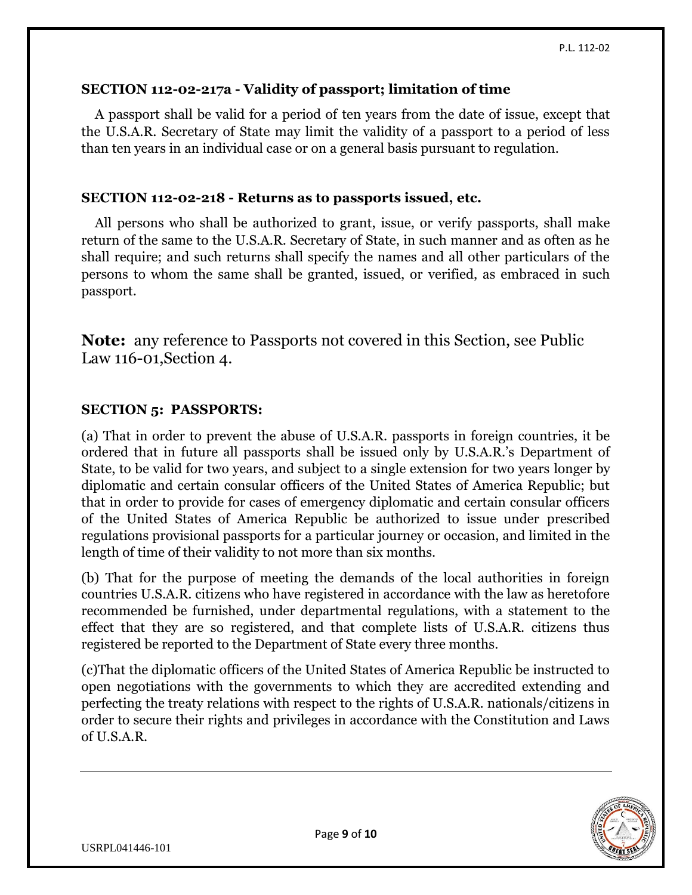**SECTION 112-02-217a - Validity of passport; limitation of time**

A passport shall be valid for a period of ten years from the date of issue, except that the U.S.A.R. Secretary of State may limit the validity of a passport to a period of less than ten years in an individual case or on a general basis pursuant to regulation.

**SECTION 112-02-218 - Returns as to passports issued, etc.**

All persons who shall be authorized to grant, issue, or verify passports, shall make return of the same to the U.S.A.R. Secretary of State, in such manner and as often as he shall require; and such returns shall specify the names and all other particulars of the persons to whom the same shall be granted, issued, or verified, as embraced in such passport.

**Note:** any reference to Passports not covered in this Section, see Public Law 116-01,Section 4.

**SECTION 5: PASSPORTS:**

(a) That in order to prevent the abuse of U.S.A.R. passports in foreign countries, it be ordered that in future all passports shall be issued only by U.S.A.R.'s Department of State, to be valid for two years, and subject to a single extension for two years longer by diplomatic and certain consular officers of the United States of America Republic; but that in order to provide for cases of emergency diplomatic and certain consular officers of the United States of America Republic be authorized to issue under prescribed regulations provisional passports for a particular journey or occasion, and limited in the length of time of their validity to not more than six months.

(b) That for the purpose of meeting the demands of the local authorities in foreign countries U.S.A.R. citizens who have registered in accordance with the law as heretofore recommended be furnished, under departmental regulations, with a statement to the effect that they are so registered, and that complete lists of U.S.A.R. citizens thus registered be reported to the Department of State every three months.

(c)That the diplomatic officers of the United States of America Republic be instructed to open negotiations with the governments to which they are accredited extending and perfecting the treaty relations with respect to the rights of U.S.A.R. nationals/citizens in order to secure their rights and privileges in accordance with the Constitution and Laws of U.S.A.R.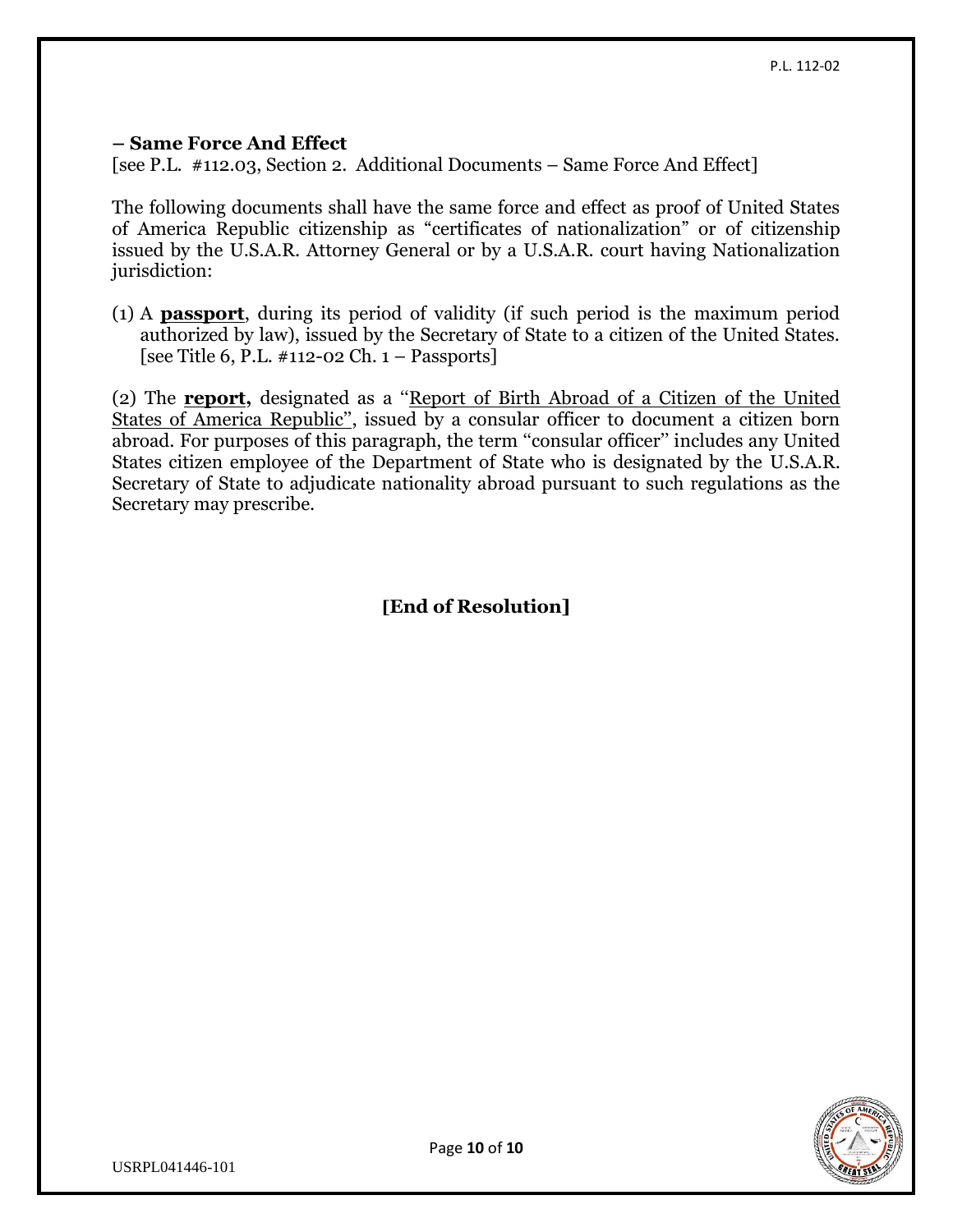**– Same Force And Effect**
[see P.L. #112.03, Section 2. Additional Documents – Same Force And Effect]

The following documents shall have the same force and effect as proof of United States of America Republic citizenship as "certificates of nationalization" or of citizenship issued by the U.S.A.R. Attorney General or by a U.S.A.R. court having Nationalization jurisdiction:

(1) A **passport**, during its period of validity (if such period is the maximum period authorized by law), issued by the Secretary of State to a citizen of the United States. [see Title 6, P.L. #112-02 Ch. 1 – Passports]

(2) The **report,** designated as a "Report of Birth Abroad of a Citizen of the United States of America Republic", issued by a consular officer to document a citizen born abroad. For purposes of this paragraph, the term "consular officer" includes any United States citizen employee of the Department of State who is designated by the U.S.A.R. Secretary of State to adjudicate nationality abroad pursuant to such regulations as the Secretary may prescribe.

**[End of Resolution]**

USRPL041446-101